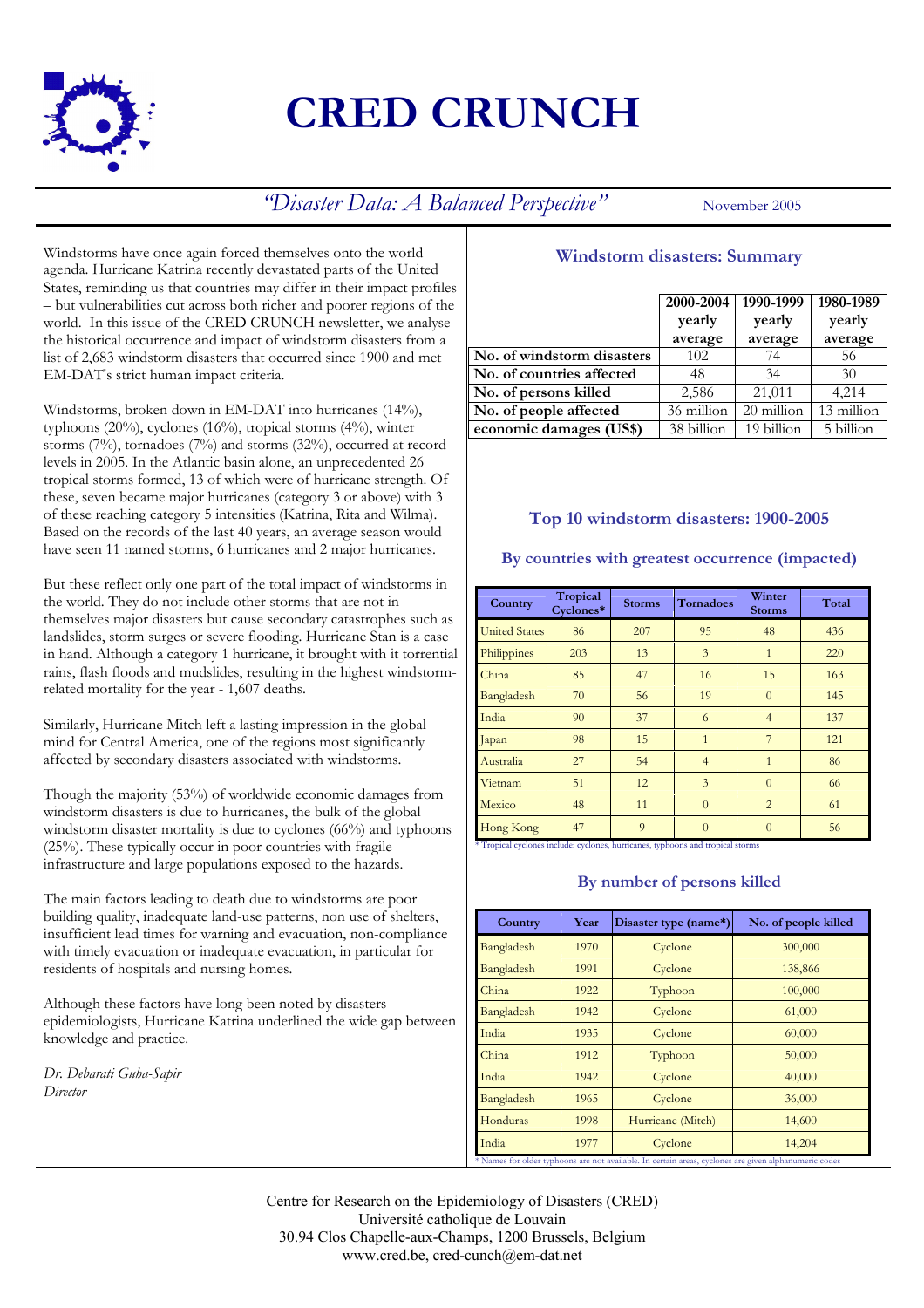# CRED CRUNCH

*"Disaster Data: A Balanced Perspective"* November 2005

Windstorms have once again forced themselves onto the world agenda. Hurricane Katrina recently devastated parts of the United States, reminding us that countries may differ in their impact profiles – but vulnerabilities cut across both richer and poorer regions of the world. In this issue of the CRED CRUNCH newsletter, we analyse the historical occurrence and impact of windstorm disasters from a list of 2,683 windstorm disasters that occurred since 1900 and met EM-DAT's strict human impact criteria.

Windstorms, broken down in EM-DAT into hurricanes (14%), typhoons (20%), cyclones (16%), tropical storms (4%), winter storms (7%), tornadoes (7%) and storms (32%), occurred at record levels in 2005. In the Atlantic basin alone, an unprecedented 26 tropical storms formed, 13 of which were of hurricane strength. Of these, seven became major hurricanes (category 3 or above) with 3 of these reaching category 5 intensities (Katrina, Rita and Wilma). Based on the records of the last 40 years, an average season would have seen 11 named storms, 6 hurricanes and 2 major hurricanes.

But these reflect only one part of the total impact of windstorms in the world. They do not include other storms that are not in themselves major disasters but cause secondary catastrophes such as landslides, storm surges or severe flooding. Hurricane Stan is a case in hand. Although a category 1 hurricane, it brought with it torrential rains, flash floods and mudslides, resulting in the highest windstorm-related mortality for the year - 1,607 deaths.

Similarly, Hurricane Mitch left a lasting impression in the global mind for Central America, one of the regions most significantly affected by secondary disasters associated with windstorms.

Though the majority (53%) of worldwide economic damages from windstorm disasters is due to hurricanes, the bulk of the global windstorm disaster mortality is due to cyclones (66%) and typhoons (25%). These typically occur in poor countries with fragile infrastructure and large populations exposed to the hazards.

The main factors leading to death due to windstorms are poor building quality, inadequate land-use patterns, non use of shelters, insufficient lead times for warning and evacuation, non-compliance with timely evacuation or inadequate evacuation, in particular for residents of hospitals and nursing homes.

Although these factors have long been noted by disasters epidemiologists, Hurricane Katrina underlined the wide gap between knowledge and practice.

*Dr. Debarati Guha-Sapir*
*Director*

## Windstorm disasters: Summary

| | 2000-2004 yearly average | 1990-1999 yearly average | 1980-1989 yearly average |
|---|---|---|---|
| **No. of windstorm disasters** | 102 | 74 | 56 |
| **No. of countries affected** | 48 | 34 | 30 |
| **No. of persons killed** | 2,586 | 21,011 | 4,214 |
| **No. of people affected** | 36 million | 20 million | 13 million |
| **economic damages (US$)** | 38 billion | 19 billion | 5 billion |

## Top 10 windstorm disasters: 1900-2005

### By countries with greatest occurrence (impacted)

| Country | Tropical Cyclones* | Storms | Tornadoes | Winter Storms | Total |
|---|---|---|---|---|---|
| United States | 86 | 207 | 95 | 48 | 436 |
| Philippines | 203 | 13 | 3 | 1 | 220 |
| China | 85 | 47 | 16 | 15 | 163 |
| Bangladesh | 70 | 56 | 19 | 0 | 145 |
| India | 90 | 37 | 6 | 4 | 137 |
| Japan | 98 | 15 | 1 | 7 | 121 |
| Australia | 27 | 54 | 4 | 1 | 86 |
| Vietnam | 51 | 12 | 3 | 0 | 66 |
| Mexico | 48 | 11 | 0 | 2 | 61 |
| Hong Kong | 47 | 9 | 0 | 0 | 56 |

* Tropical cyclones include: cyclones, hurricanes, typhoons and tropical storms

### By number of persons killed

| Country | Year | Disaster type (name*) | No. of people killed |
|---|---|---|---|
| Bangladesh | 1970 | Cyclone | 300,000 |
| Bangladesh | 1991 | Cyclone | 138,866 |
| China | 1922 | Typhoon | 100,000 |
| Bangladesh | 1942 | Cyclone | 61,000 |
| India | 1935 | Cyclone | 60,000 |
| China | 1912 | Typhoon | 50,000 |
| India | 1942 | Cyclone | 40,000 |
| Bangladesh | 1965 | Cyclone | 36,000 |
| Honduras | 1998 | Hurricane (Mitch) | 14,600 |
| India | 1977 | Cyclone | 14,204 |

* Names for older typhoons are not available. In certain areas, cyclones are given alphanumeric codes

Centre for Research on the Epidemiology of Disasters (CRED)
Université catholique de Louvain
30.94 Clos Chapelle-aux-Champs, 1200 Brussels, Belgium
www.cred.be, cred-cunch@em-dat.net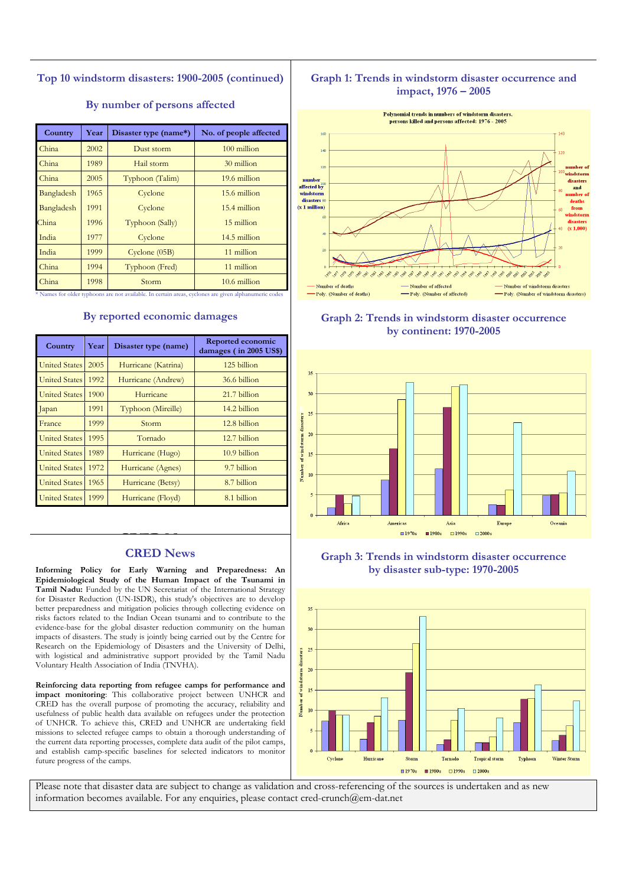## Top 10 windstorm disasters: 1900-2005 (continued)

### By number of persons affected

| Country | Year | Disaster type (name*) | No. of people affected |
|---|---|---|---|
| China | 2002 | Dust storm | 100 million |
| China | 1989 | Hail storm | 30 million |
| China | 2005 | Typhoon (Talim) | 19.6 million |
| Bangladesh | 1965 | Cyclone | 15.6 million |
| Bangladesh | 1991 | Cyclone | 15.4 million |
| China | 1996 | Typhoon (Sally) | 15 million |
| India | 1977 | Cyclone | 14.5 million |
| India | 1999 | Cyclone (05B) | 11 million |
| China | 1994 | Typhoon (Fred) | 11 million |
| China | 1998 | Storm | 10.6 million |

* Names for older typhoons are not available. In certain areas, cyclones are given alphanumeric codes

### By reported economic damages

| Country | Year | Disaster type (name) | Reported economic damages ( in 2005 US$) |
|---|---|---|---|
| United States | 2005 | Hurricane (Katrina) | 125 billion |
| United States | 1992 | Hurricane (Andrew) | 36.6 billion |
| United States | 1900 | Hurricane | 21.7 billion |
| Japan | 1991 | Typhoon (Mireille) | 14.2 billion |
| France | 1999 | Storm | 12.8 billion |
| United States | 1995 | Tornado | 12.7 billion |
| United States | 1989 | Hurricane (Hugo) | 10.9 billion |
| United States | 1972 | Hurricane (Agnes) | 9.7 billion |
| United States | 1965 | Hurricane (Betsy) | 8.7 billion |
| United States | 1999 | Hurricane (Floyd) | 8.1 billion |

## CRED News

**Informing Policy for Early Warning and Preparedness: An Epidemiological Study of the Human Impact of the Tsunami in Tamil Nadu:** Funded by the UN Secretariat of the International Strategy for Disaster Reduction (UN-ISDR), this study's objectives are to develop better preparedness and mitigation policies through collecting evidence on risks factors related to the Indian Ocean tsunami and to contribute to the evidence-base for the global disaster reduction community on the human impacts of disasters. The study is jointly being carried out by the Centre for Research on the Epidemiology of Disasters and the University of Delhi, with logistical and administrative support provided by the Tamil Nadu Voluntary Health Association of India (TNVHA).

**Reinforcing data reporting from refugee camps for performance and impact monitoring**: This collaborative project between UNHCR and CRED has the overall purpose of promoting the accuracy, reliability and usefulness of public health data available on refugees under the protection of UNHCR. To achieve this, CRED and UNHCR are undertaking field missions to selected refugee camps to obtain a thorough understanding of the current data reporting processes, complete data audit of the pilot camps, and establish camp-specific baselines for selected indicators to monitor future progress of the camps.

## Graph 1: Trends in windstorm disaster occurrence and impact, 1976 – 2005

Polynomial trends in numbers of windstorm disasters, persons killed and persons affected: 1976 - 2005

number affected by windstorm disasters (x 1 million)

number of windstorm disasters and number of deaths from windstorm disasters (x 1,000)

0 20 40 60 80 100 120 140 160

0 20 40 60 80 100 120 140

1976 1977 1978 1979 1980 1981 1982 1983 1984 1985 1986 1987 1988 1989 1990 1991 1992 1993 1994 1995 1996 1997 1998 1999 2000 2001 2002 2003 2004 2005

Number of deaths — Number of affected — Number of windstorm disasters — Poly. (Number of deaths) — Poly. (Number of affected) — Poly. (Number of windstorm disasters)

## Graph 2: Trends in windstorm disaster occurrence by continent: 1970-2005

Number of windstorm disasters

0 5 10 15 20 25 30 35

Africa Americas Asia Europe Oceania

1970s 1980s 1990s 2000s

## Graph 3: Trends in windstorm disaster occurrence by disaster sub-type: 1970-2005

Number of windstorm disasters

0 5 10 15 20 25 30 35

Cyclone Hurricane Storm Tornado Tropical storm Typhoon Winter Storm

1970s 1980s 1990s 2000s

Please note that disaster data are subject to change as validation and cross-referencing of the sources is undertaken and as new information becomes available. For any enquiries, please contact cred-crunch@em-dat.net